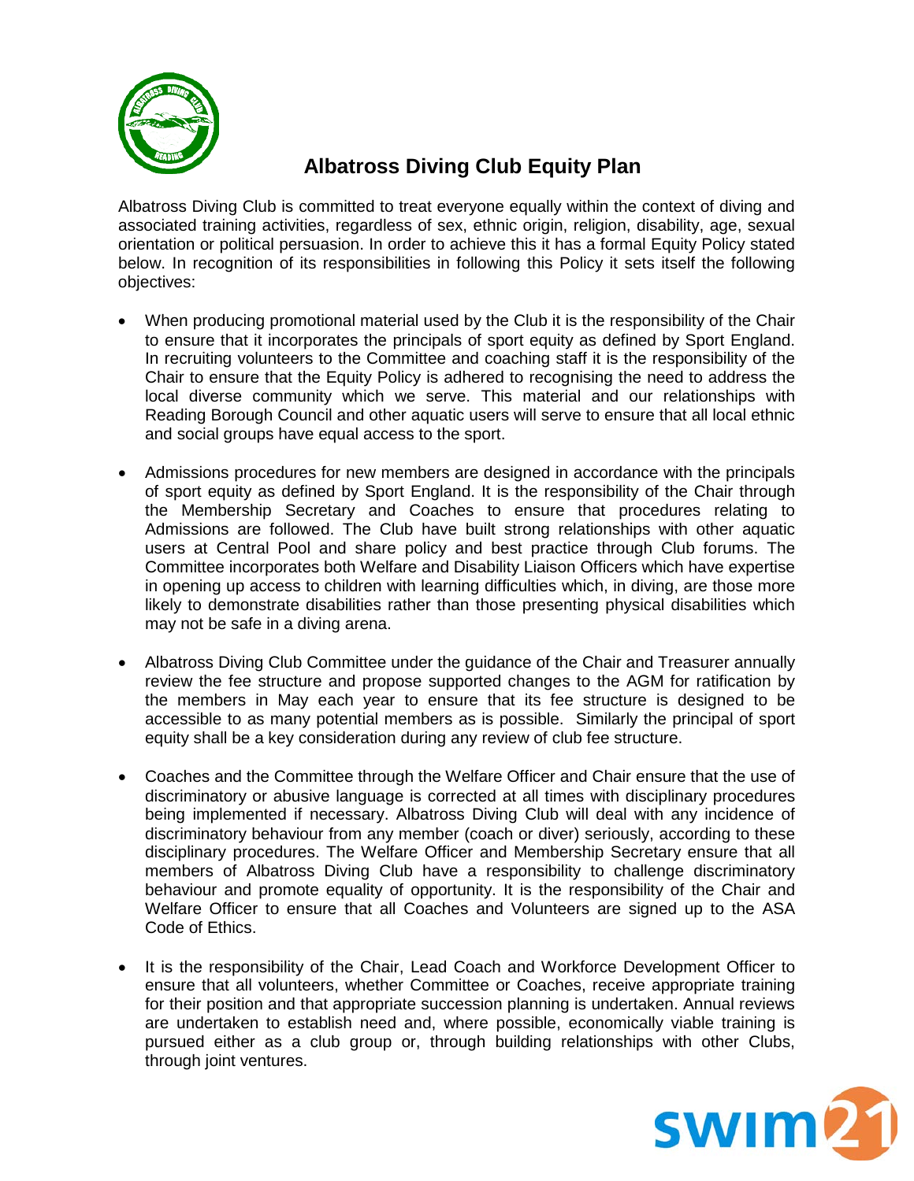# Albatross Diving Club Equity Plan

Albatross Diving Club is committed to treat everyone equally within the context of diving and associated training activities, regardless of sex, ethnic origin, religion, disability, age, sexual orientation or political persuasion. In order to achieve this it has a formal Equity Policy stated below. In recognition of its responsibilities in following this Policy it sets itself the following objectives:

- When producing promotional material used by the Club it is the responsibility of the Chair to ensure that it incorporates the principals of sport equity as defined by Sport England. In recruiting volunteers to the Committee and coaching staff it is the responsibility of the Chair to ensure that the Equity Policy is adhered to recognising the need to address the local diverse community which we serve. This material and our relationships with Reading Borough Council and other aquatic users will serve to ensure that all local ethnic and social groups have equal access to the sport.

- Admissions procedures for new members are designed in accordance with the principals of sport equity as defined by Sport England. It is the responsibility of the Chair through the Membership Secretary and Coaches to ensure that procedures relating to Admissions are followed. The Club have built strong relationships with other aquatic users at Central Pool and share policy and best practice through Club forums. The Committee incorporates both Welfare and Disability Liaison Officers which have expertise in opening up access to children with learning difficulties which, in diving, are those more likely to demonstrate disabilities rather than those presenting physical disabilities which may not be safe in a diving arena.

- Albatross Diving Club Committee under the guidance of the Chair and Treasurer annually review the fee structure and propose supported changes to the AGM for ratification by the members in May each year to ensure that its fee structure is designed to be accessible to as many potential members as is possible. Similarly the principal of sport equity shall be a key consideration during any review of club fee structure.

- Coaches and the Committee through the Welfare Officer and Chair ensure that the use of discriminatory or abusive language is corrected at all times with disciplinary procedures being implemented if necessary. Albatross Diving Club will deal with any incidence of discriminatory behaviour from any member (coach or diver) seriously, according to these disciplinary procedures. The Welfare Officer and Membership Secretary ensure that all members of Albatross Diving Club have a responsibility to challenge discriminatory behaviour and promote equality of opportunity. It is the responsibility of the Chair and Welfare Officer to ensure that all Coaches and Volunteers are signed up to the ASA Code of Ethics.

- It is the responsibility of the Chair, Lead Coach and Workforce Development Officer to ensure that all volunteers, whether Committee or Coaches, receive appropriate training for their position and that appropriate succession planning is undertaken. Annual reviews are undertaken to establish need and, where possible, economically viable training is pursued either as a club group or, through building relationships with other Clubs, through joint ventures.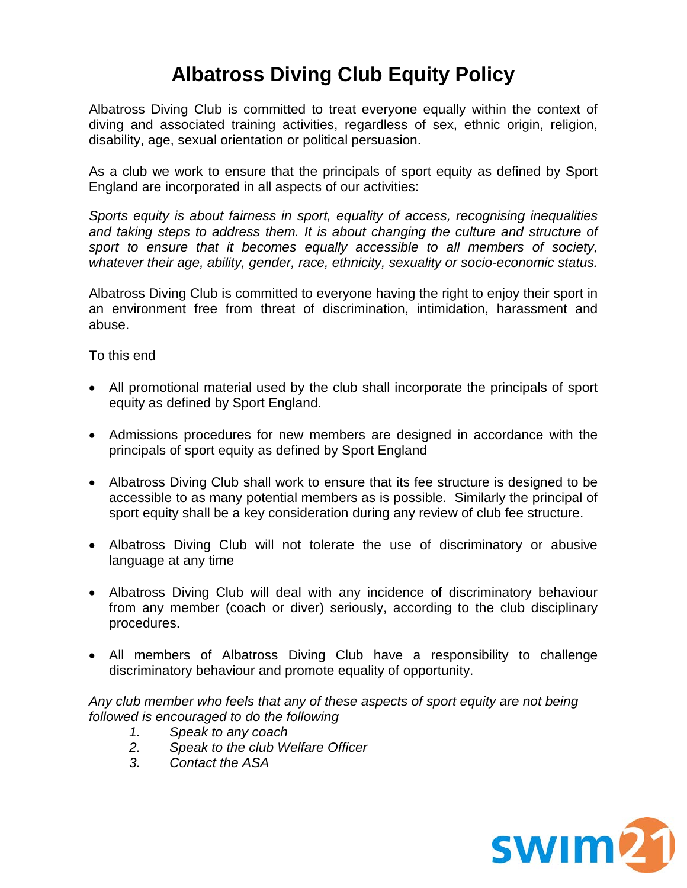# Albatross Diving Club Equity Policy

Albatross Diving Club is committed to treat everyone equally within the context of diving and associated training activities, regardless of sex, ethnic origin, religion, disability, age, sexual orientation or political persuasion.

As a club we work to ensure that the principals of sport equity as defined by Sport England are incorporated in all aspects of our activities:

*Sports equity is about fairness in sport, equality of access, recognising inequalities and taking steps to address them. It is about changing the culture and structure of sport to ensure that it becomes equally accessible to all members of society, whatever their age, ability, gender, race, ethnicity, sexuality or socio-economic status.*

Albatross Diving Club is committed to everyone having the right to enjoy their sport in an environment free from threat of discrimination, intimidation, harassment and abuse.

To this end

- All promotional material used by the club shall incorporate the principals of sport equity as defined by Sport England.
- Admissions procedures for new members are designed in accordance with the principals of sport equity as defined by Sport England
- Albatross Diving Club shall work to ensure that its fee structure is designed to be accessible to as many potential members as is possible. Similarly the principal of sport equity shall be a key consideration during any review of club fee structure.
- Albatross Diving Club will not tolerate the use of discriminatory or abusive language at any time
- Albatross Diving Club will deal with any incidence of discriminatory behaviour from any member (coach or diver) seriously, according to the club disciplinary procedures.
- All members of Albatross Diving Club have a responsibility to challenge discriminatory behaviour and promote equality of opportunity.

*Any club member who feels that any of these aspects of sport equity are not being followed is encouraged to do the following*

1. *Speak to any coach*
2. *Speak to the club Welfare Officer*
3. *Contact the ASA*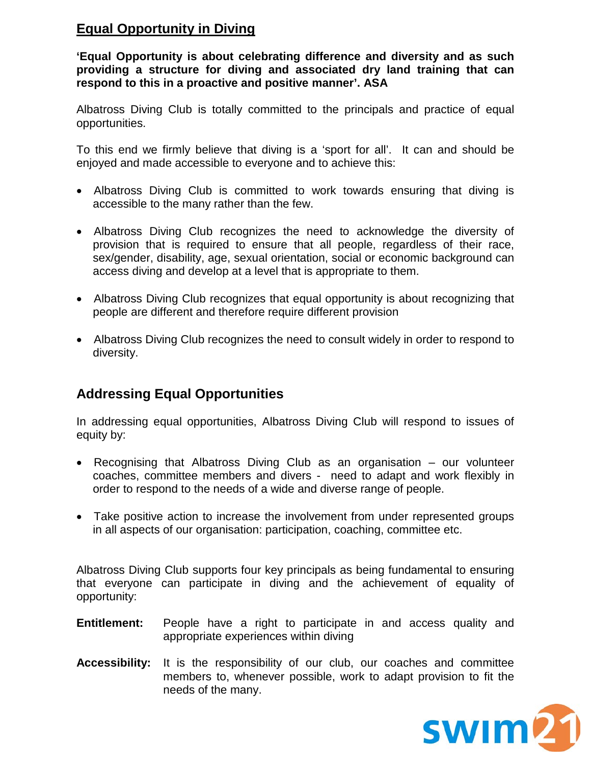## Equal Opportunity in Diving

**'Equal Opportunity is about celebrating difference and diversity and as such providing a structure for diving and associated dry land training that can respond to this in a proactive and positive manner'. ASA**

Albatross Diving Club is totally committed to the principals and practice of equal opportunities.

To this end we firmly believe that diving is a 'sport for all'. It can and should be enjoyed and made accessible to everyone and to achieve this:

- Albatross Diving Club is committed to work towards ensuring that diving is accessible to the many rather than the few.
- Albatross Diving Club recognizes the need to acknowledge the diversity of provision that is required to ensure that all people, regardless of their race, sex/gender, disability, age, sexual orientation, social or economic background can access diving and develop at a level that is appropriate to them.
- Albatross Diving Club recognizes that equal opportunity is about recognizing that people are different and therefore require different provision
- Albatross Diving Club recognizes the need to consult widely in order to respond to diversity.

## Addressing Equal Opportunities

In addressing equal opportunities, Albatross Diving Club will respond to issues of equity by:

- Recognising that Albatross Diving Club as an organisation – our volunteer coaches, committee members and divers - need to adapt and work flexibly in order to respond to the needs of a wide and diverse range of people.
- Take positive action to increase the involvement from under represented groups in all aspects of our organisation: participation, coaching, committee etc.

Albatross Diving Club supports four key principals as being fundamental to ensuring that everyone can participate in diving and the achievement of equality of opportunity:

**Entitlement:** People have a right to participate in and access quality and appropriate experiences within diving

**Accessibility:** It is the responsibility of our club, our coaches and committee members to, whenever possible, work to adapt provision to fit the needs of the many.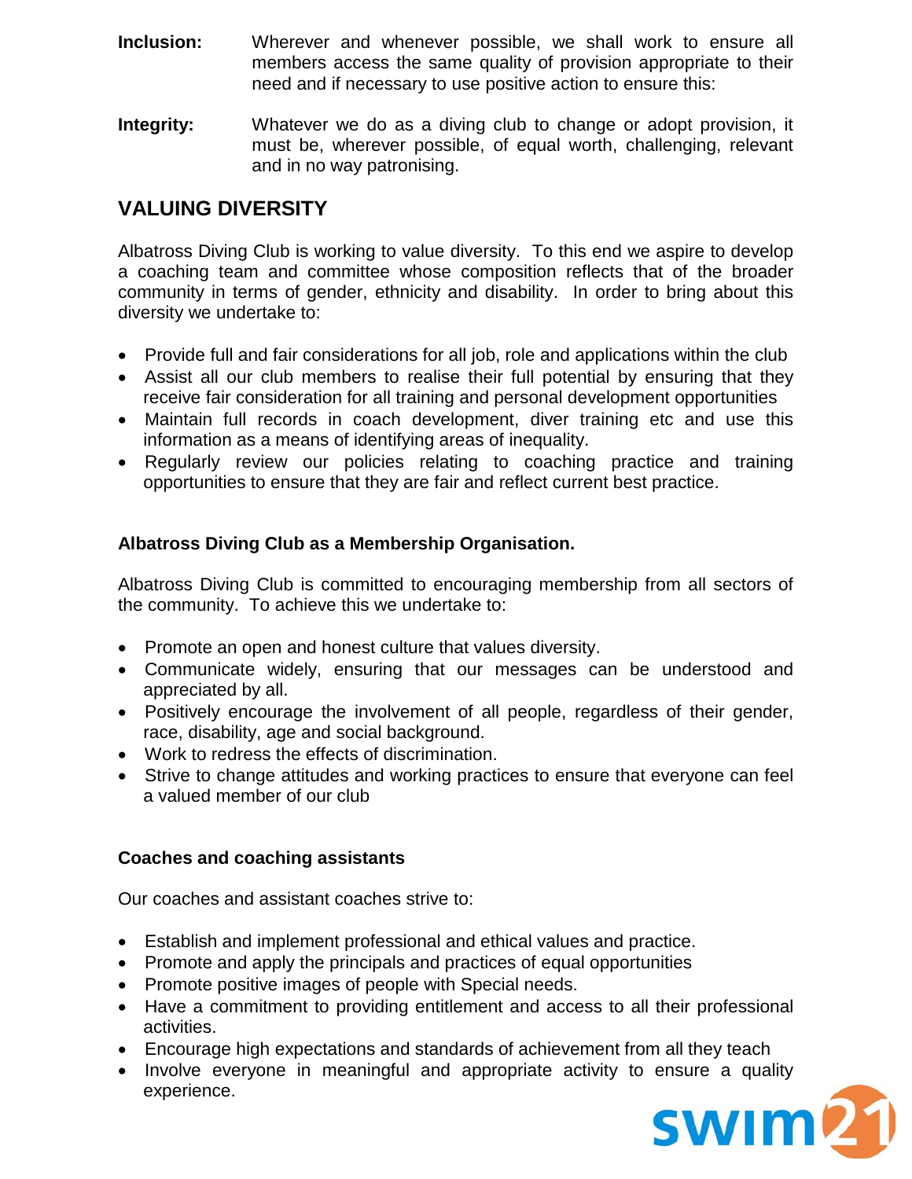**Inclusion:** Wherever and whenever possible, we shall work to ensure all members access the same quality of provision appropriate to their need and if necessary to use positive action to ensure this:

**Integrity:** Whatever we do as a diving club to change or adopt provision, it must be, wherever possible, of equal worth, challenging, relevant and in no way patronising.

## VALUING DIVERSITY

Albatross Diving Club is working to value diversity. To this end we aspire to develop a coaching team and committee whose composition reflects that of the broader community in terms of gender, ethnicity and disability. In order to bring about this diversity we undertake to:

- Provide full and fair considerations for all job, role and applications within the club
- Assist all our club members to realise their full potential by ensuring that they receive fair consideration for all training and personal development opportunities
- Maintain full records in coach development, diver training etc and use this information as a means of identifying areas of inequality.
- Regularly review our policies relating to coaching practice and training opportunities to ensure that they are fair and reflect current best practice.

### Albatross Diving Club as a Membership Organisation.

Albatross Diving Club is committed to encouraging membership from all sectors of the community. To achieve this we undertake to:

- Promote an open and honest culture that values diversity.
- Communicate widely, ensuring that our messages can be understood and appreciated by all.
- Positively encourage the involvement of all people, regardless of their gender, race, disability, age and social background.
- Work to redress the effects of discrimination.
- Strive to change attitudes and working practices to ensure that everyone can feel a valued member of our club

### Coaches and coaching assistants

Our coaches and assistant coaches strive to:

- Establish and implement professional and ethical values and practice.
- Promote and apply the principals and practices of equal opportunities
- Promote positive images of people with Special needs.
- Have a commitment to providing entitlement and access to all their professional activities.
- Encourage high expectations and standards of achievement from all they teach
- Involve everyone in meaningful and appropriate activity to ensure a quality experience.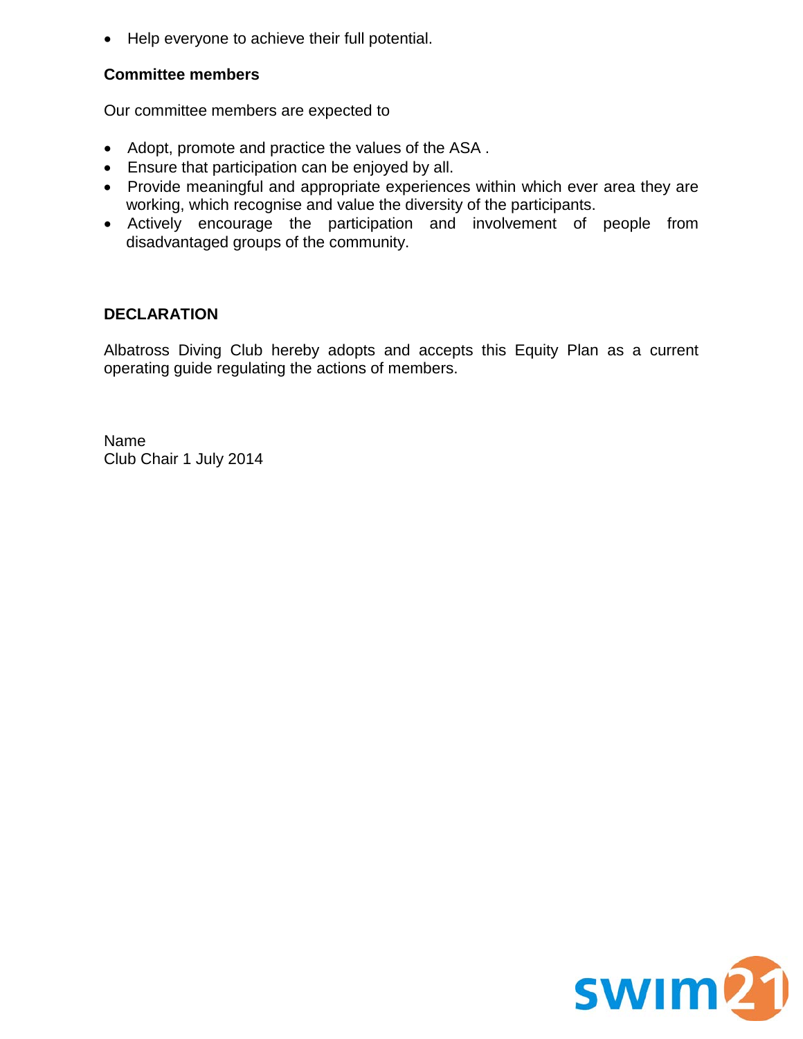- Help everyone to achieve their full potential.

**Committee members**

Our committee members are expected to

- Adopt, promote and practice the values of the ASA .
- Ensure that participation can be enjoyed by all.
- Provide meaningful and appropriate experiences within which ever area they are working, which recognise and value the diversity of the participants.
- Actively encourage the participation and involvement of people from disadvantaged groups of the community.

**DECLARATION**

Albatross Diving Club hereby adopts and accepts this Equity Plan as a current operating guide regulating the actions of members.

Name
Club Chair 1 July 2014